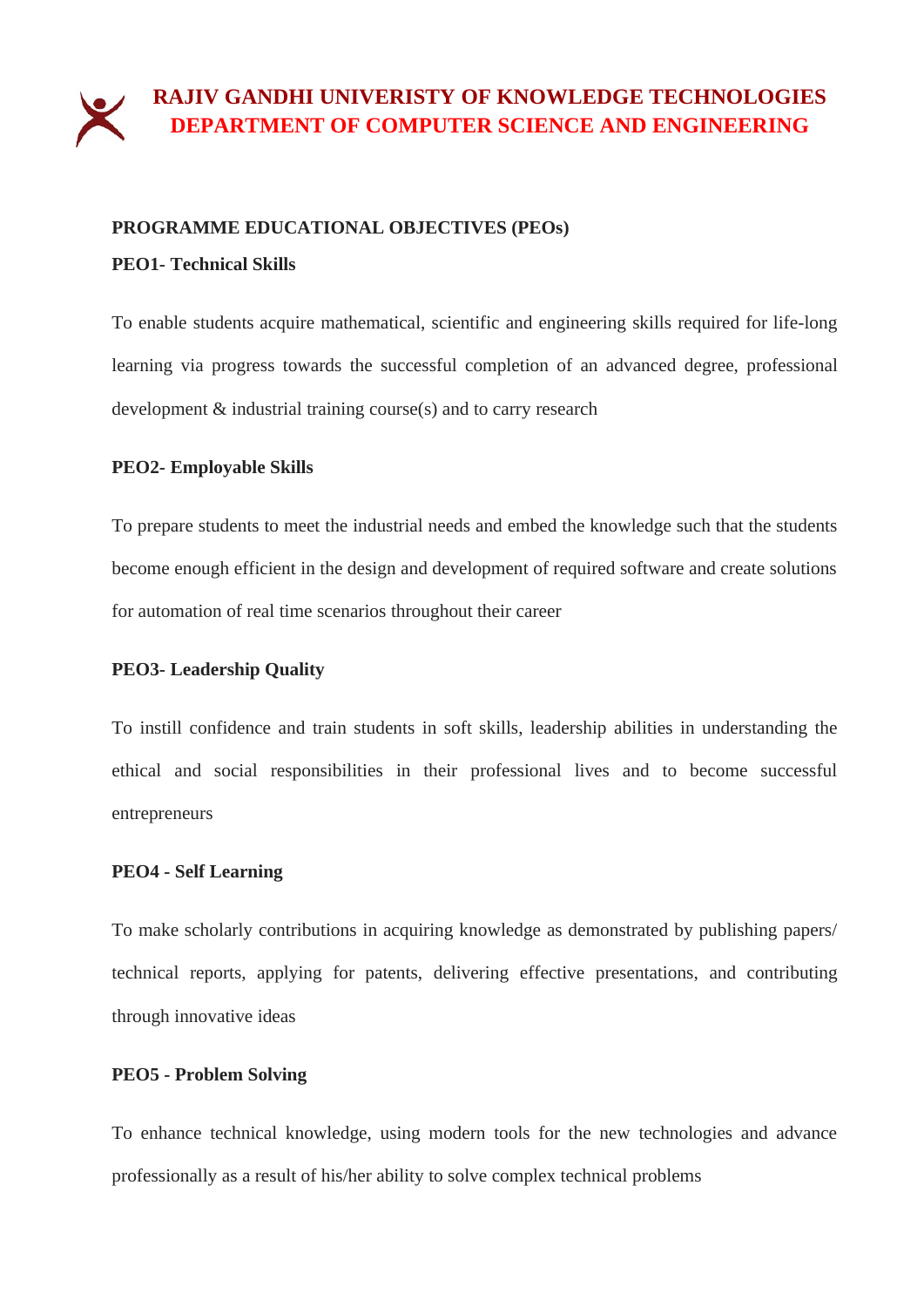# RAJIV GANDHI UNIVERISTY OF KNOWLEDGE TECHNOLOGIES
## DEPARTMENT OF COMPUTER SCIENCE AND ENGINEERING

**PROGRAMME EDUCATIONAL OBJECTIVES (PEOs)**

**PEO1- Technical Skills**

To enable students acquire mathematical, scientific and engineering skills required for life-long learning via progress towards the successful completion of an advanced degree, professional development & industrial training course(s) and to carry research

**PEO2- Employable Skills**

To prepare students to meet the industrial needs and embed the knowledge such that the students become enough efficient in the design and development of required software and create solutions for automation of real time scenarios throughout their career

**PEO3- Leadership Quality**

To instill confidence and train students in soft skills, leadership abilities in understanding the ethical and social responsibilities in their professional lives and to become successful entrepreneurs

**PEO4 - Self Learning**

To make scholarly contributions in acquiring knowledge as demonstrated by publishing papers/ technical reports, applying for patents, delivering effective presentations, and contributing through innovative ideas

**PEO5 - Problem Solving**

To enhance technical knowledge, using modern tools for the new technologies and advance professionally as a result of his/her ability to solve complex technical problems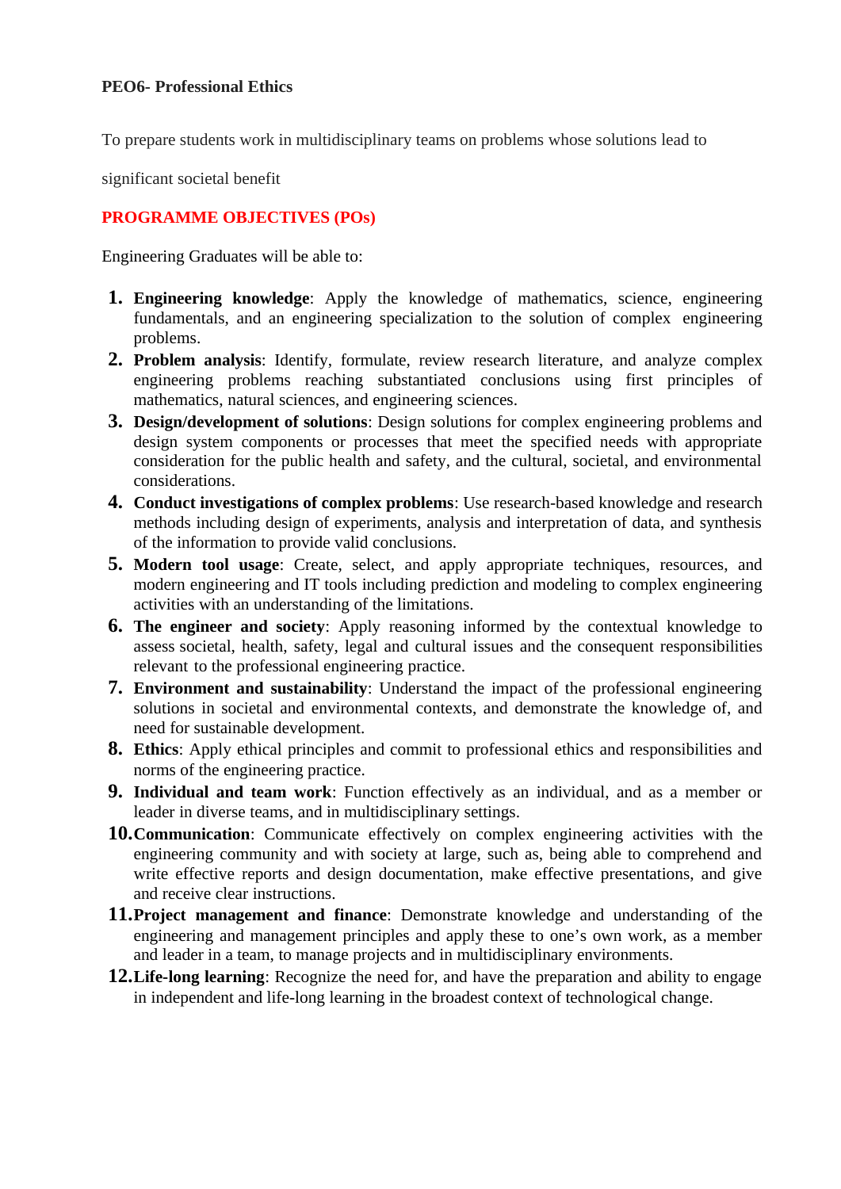**PEO6- Professional Ethics**

To prepare students work in multidisciplinary teams on problems whose solutions lead to significant societal benefit

## PROGRAMME OBJECTIVES (POs)

Engineering Graduates will be able to:

1. **Engineering knowledge**: Apply the knowledge of mathematics, science, engineering fundamentals, and an engineering specialization to the solution of complex engineering problems.
2. **Problem analysis**: Identify, formulate, review research literature, and analyze complex engineering problems reaching substantiated conclusions using first principles of mathematics, natural sciences, and engineering sciences.
3. **Design/development of solutions**: Design solutions for complex engineering problems and design system components or processes that meet the specified needs with appropriate consideration for the public health and safety, and the cultural, societal, and environmental considerations.
4. **Conduct investigations of complex problems**: Use research-based knowledge and research methods including design of experiments, analysis and interpretation of data, and synthesis of the information to provide valid conclusions.
5. **Modern tool usage**: Create, select, and apply appropriate techniques, resources, and modern engineering and IT tools including prediction and modeling to complex engineering activities with an understanding of the limitations.
6. **The engineer and society**: Apply reasoning informed by the contextual knowledge to assess societal, health, safety, legal and cultural issues and the consequent responsibilities relevant to the professional engineering practice.
7. **Environment and sustainability**: Understand the impact of the professional engineering solutions in societal and environmental contexts, and demonstrate the knowledge of, and need for sustainable development.
8. **Ethics**: Apply ethical principles and commit to professional ethics and responsibilities and norms of the engineering practice.
9. **Individual and team work**: Function effectively as an individual, and as a member or leader in diverse teams, and in multidisciplinary settings.
10. **Communication**: Communicate effectively on complex engineering activities with the engineering community and with society at large, such as, being able to comprehend and write effective reports and design documentation, make effective presentations, and give and receive clear instructions.
11. **Project management and finance**: Demonstrate knowledge and understanding of the engineering and management principles and apply these to one's own work, as a member and leader in a team, to manage projects and in multidisciplinary environments.
12. **Life-long learning**: Recognize the need for, and have the preparation and ability to engage in independent and life-long learning in the broadest context of technological change.